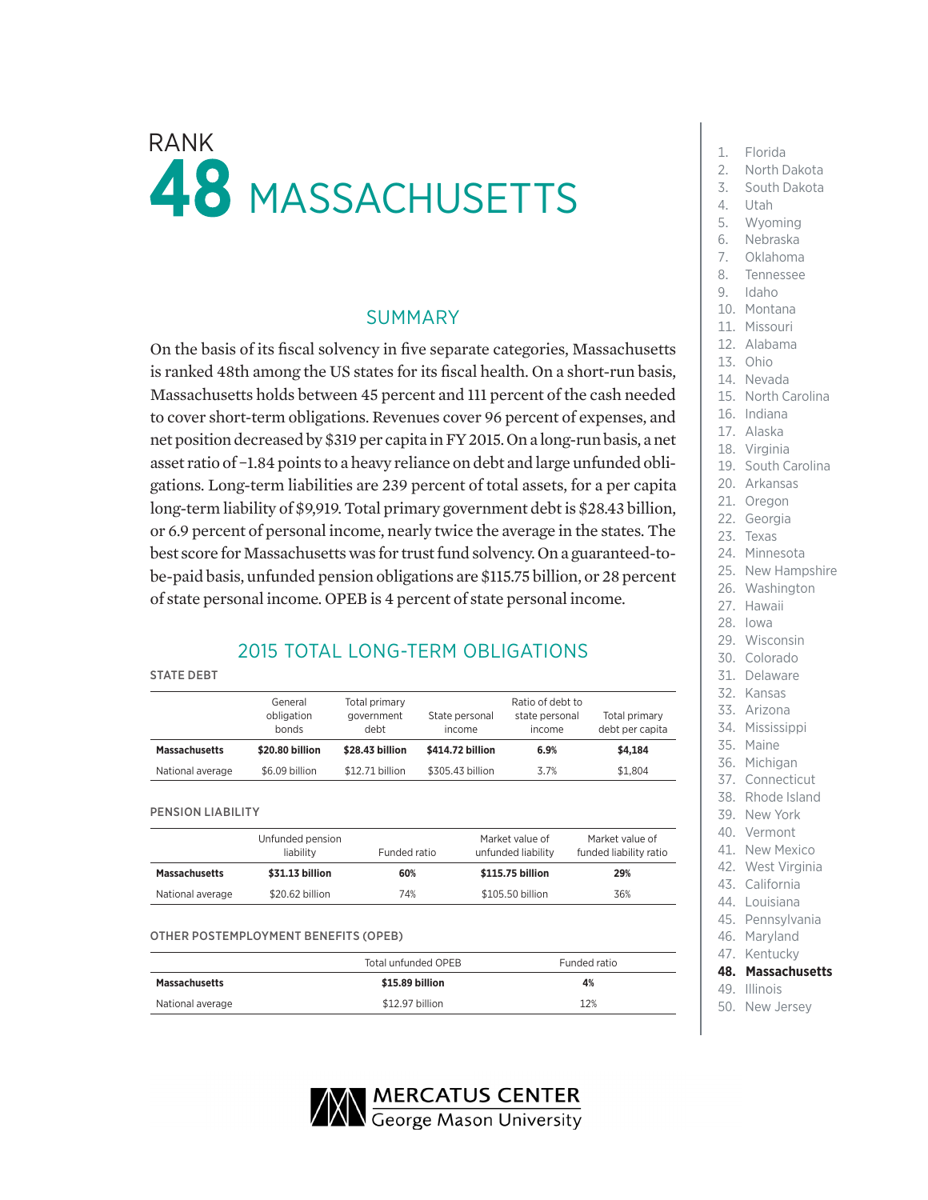# RANK
# 48 MASSACHUSETTS

## SUMMARY

On the basis of its fiscal solvency in five separate categories, Massachusetts is ranked 48th among the US states for its fiscal health. On a short-run basis, Massachusetts holds between 45 percent and 111 percent of the cash needed to cover short-term obligations. Revenues cover 96 percent of expenses, and net position decreased by $319 per capita in FY 2015. On a long-run basis, a net asset ratio of −1.84 points to a heavy reliance on debt and large unfunded obligations. Long-term liabilities are 239 percent of total assets, for a per capita long-term liability of $9,919. Total primary government debt is $28.43 billion, or 6.9 percent of personal income, nearly twice the average in the states. The best score for Massachusetts was for trust fund solvency. On a guaranteed-to-be-paid basis, unfunded pension obligations are $115.75 billion, or 28 percent of state personal income. OPEB is 4 percent of state personal income.

## 2015 TOTAL LONG-TERM OBLIGATIONS

STATE DEBT

| | General obligation bonds | Total primary government debt | State personal income | Ratio of debt to state personal income | Total primary debt per capita |
|---|---|---|---|---|---|
| **Massachusetts** | **$20.80 billion** | **$28.43 billion** | **$414.72 billion** | **6.9%** | **$4,184** |
| National average | $6.09 billion | $12.71 billion | $305.43 billion | 3.7% | $1,804 |

PENSION LIABILITY

| | Unfunded pension liability | Funded ratio | Market value of unfunded liability | Market value of funded liability ratio |
|---|---|---|---|---|
| **Massachusetts** | **$31.13 billion** | **60%** | **$115.75 billion** | **29%** |
| National average | $20.62 billion | 74% | $105.50 billion | 36% |

OTHER POSTEMPLOYMENT BENEFITS (OPEB)

| | Total unfunded OPEB | Funded ratio |
|---|---|---|
| **Massachusetts** | **$15.89 billion** | **4%** |
| National average | $12.97 billion | 12% |

1. Florida
2. North Dakota
3. South Dakota
4. Utah
5. Wyoming
6. Nebraska
7. Oklahoma
8. Tennessee
9. Idaho
10. Montana
11. Missouri
12. Alabama
13. Ohio
14. Nevada
15. North Carolina
16. Indiana
17. Alaska
18. Virginia
19. South Carolina
20. Arkansas
21. Oregon
22. Georgia
23. Texas
24. Minnesota
25. New Hampshire
26. Washington
27. Hawaii
28. Iowa
29. Wisconsin
30. Colorado
31. Delaware
32. Kansas
33. Arizona
34. Mississippi
35. Maine
36. Michigan
37. Connecticut
38. Rhode Island
39. New York
40. Vermont
41. New Mexico
42. West Virginia
43. California
44. Louisiana
45. Pennsylvania
46. Maryland
47. Kentucky
48. **Massachusetts**
49. Illinois
50. New Jersey

MERCATUS CENTER
George Mason University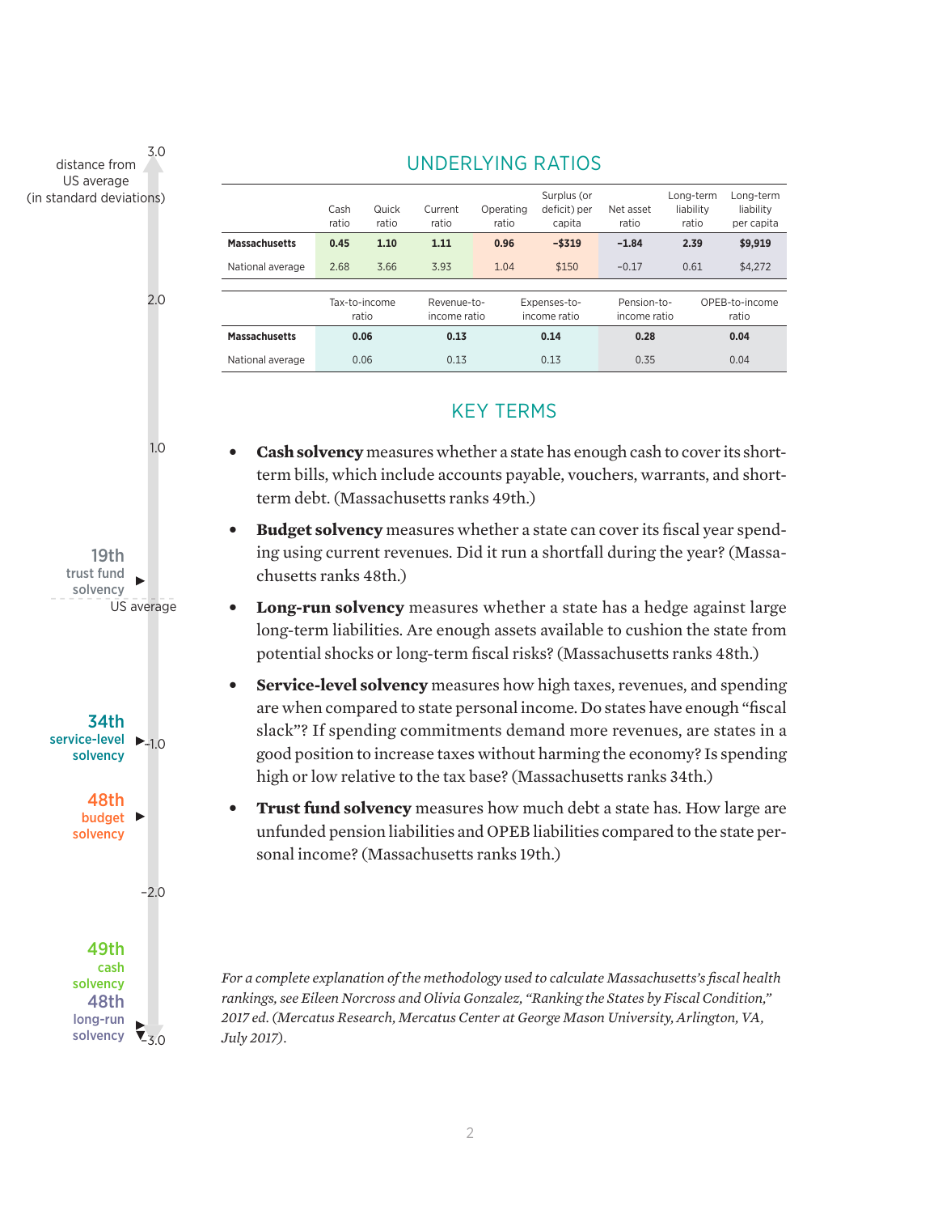distance from
US average
(in standard deviations)

3.0

2.0

1.0

19th
trust fund
solvency

US average

34th
service-level
solvency

-1.0

48th
budget
solvency

-2.0

49th
cash
solvency

48th
long-run
solvency

-3.0

## UNDERLYING RATIOS

| | Cash ratio | Quick ratio | Current ratio | Operating ratio | Surplus (or deficit) per capita | Net asset ratio | Long-term liability ratio | Long-term liability per capita |
|---|---|---|---|---|---|---|---|---|
| **Massachusetts** | **0.45** | **1.10** | **1.11** | **0.96** | **−$319** | **−1.84** | **2.39** | **$9,919** |
| National average | 2.68 | 3.66 | 3.93 | 1.04 | $150 | −0.17 | 0.61 | $4,272 |

| | Tax-to-income ratio | Revenue-to-income ratio | Expenses-to-income ratio | Pension-to-income ratio | OPEB-to-income ratio |
|---|---|---|---|---|---|
| **Massachusetts** | **0.06** | **0.13** | **0.14** | **0.28** | **0.04** |
| National average | 0.06 | 0.13 | 0.13 | 0.35 | 0.04 |

## KEY TERMS

- **Cash solvency** measures whether a state has enough cash to cover its short-term bills, which include accounts payable, vouchers, warrants, and short-term debt. (Massachusetts ranks 49th.)
- **Budget solvency** measures whether a state can cover its fiscal year spending using current revenues. Did it run a shortfall during the year? (Massachusetts ranks 48th.)
- **Long-run solvency** measures whether a state has a hedge against large long-term liabilities. Are enough assets available to cushion the state from potential shocks or long-term fiscal risks? (Massachusetts ranks 48th.)
- **Service-level solvency** measures how high taxes, revenues, and spending are when compared to state personal income. Do states have enough "fiscal slack"? If spending commitments demand more revenues, are states in a good position to increase taxes without harming the economy? Is spending high or low relative to the tax base? (Massachusetts ranks 34th.)
- **Trust fund solvency** measures how much debt a state has. How large are unfunded pension liabilities and OPEB liabilities compared to the state personal income? (Massachusetts ranks 19th.)

*For a complete explanation of the methodology used to calculate Massachusetts's fiscal health rankings, see Eileen Norcross and Olivia Gonzalez, "Ranking the States by Fiscal Condition," 2017 ed. (Mercatus Research, Mercatus Center at George Mason University, Arlington, VA, July 2017).*